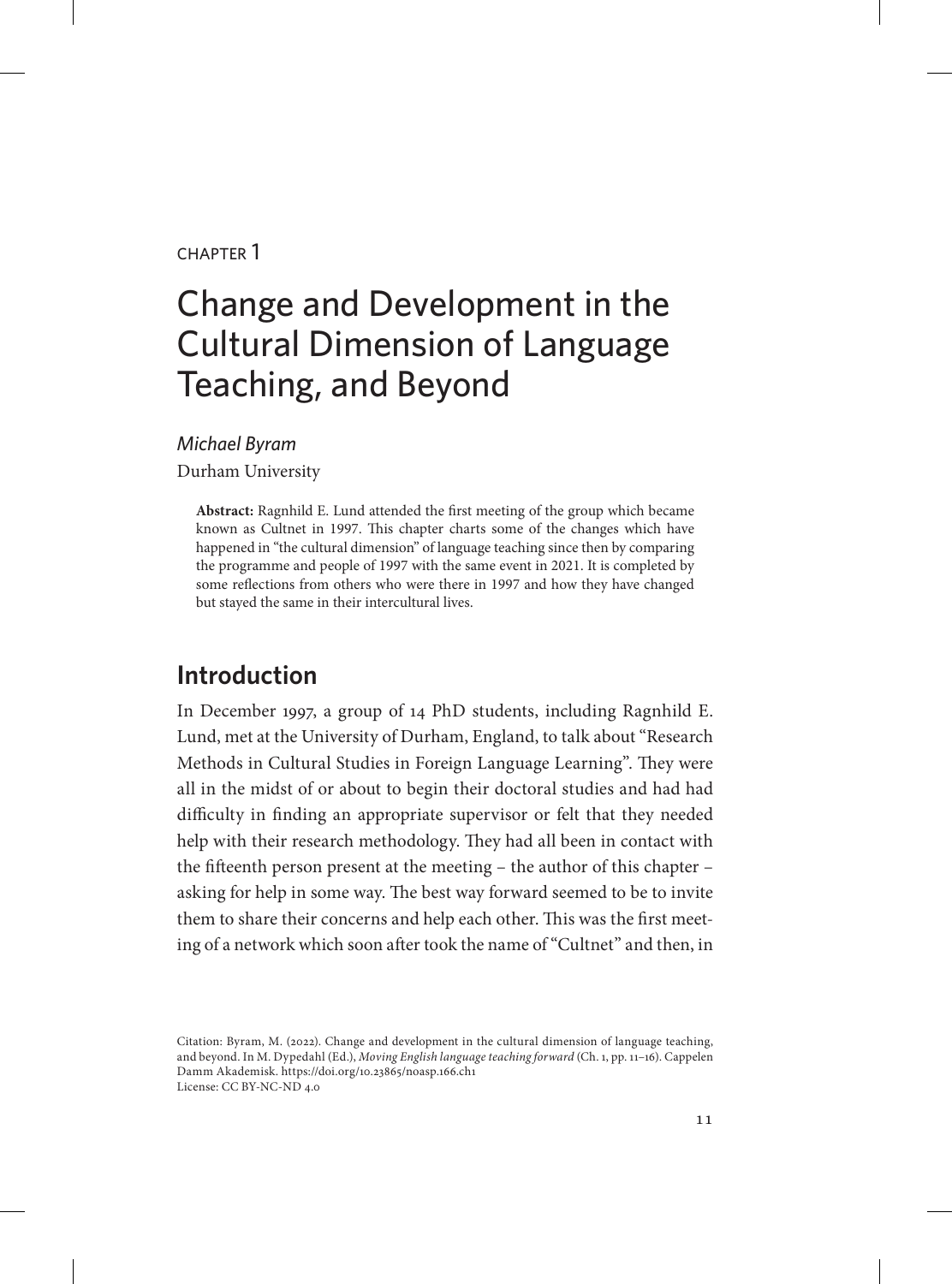CHAPTER 1

# Change and Development in the Cultural Dimension of Language Teaching, and Beyond

*Michael Byram*

Durham University

**Abstract:** Ragnhild E. Lund attended the first meeting of the group which became known as Cultnet in 1997. This chapter charts some of the changes which have happened in "the cultural dimension" of language teaching since then by comparing the programme and people of 1997 with the same event in 2021. It is completed by some reflections from others who were there in 1997 and how they have changed but stayed the same in their intercultural lives.

## Introduction

In December 1997, a group of 14 PhD students, including Ragnhild E. Lund, met at the University of Durham, England, to talk about "Research Methods in Cultural Studies in Foreign Language Learning". They were all in the midst of or about to begin their doctoral studies and had had difficulty in finding an appropriate supervisor or felt that they needed help with their research methodology. They had all been in contact with the fifteenth person present at the meeting – the author of this chapter – asking for help in some way. The best way forward seemed to be to invite them to share their concerns and help each other. This was the first meeting of a network which soon after took the name of "Cultnet" and then, in

Citation: Byram, M. (2022). Change and development in the cultural dimension of language teaching, and beyond. In M. Dypedahl (Ed.), *Moving English language teaching forward* (Ch. 1, pp. 11–16). Cappelen Damm Akademisk. https://doi.org/10.23865/noasp.166.ch1
License: CC BY-NC-ND 4.0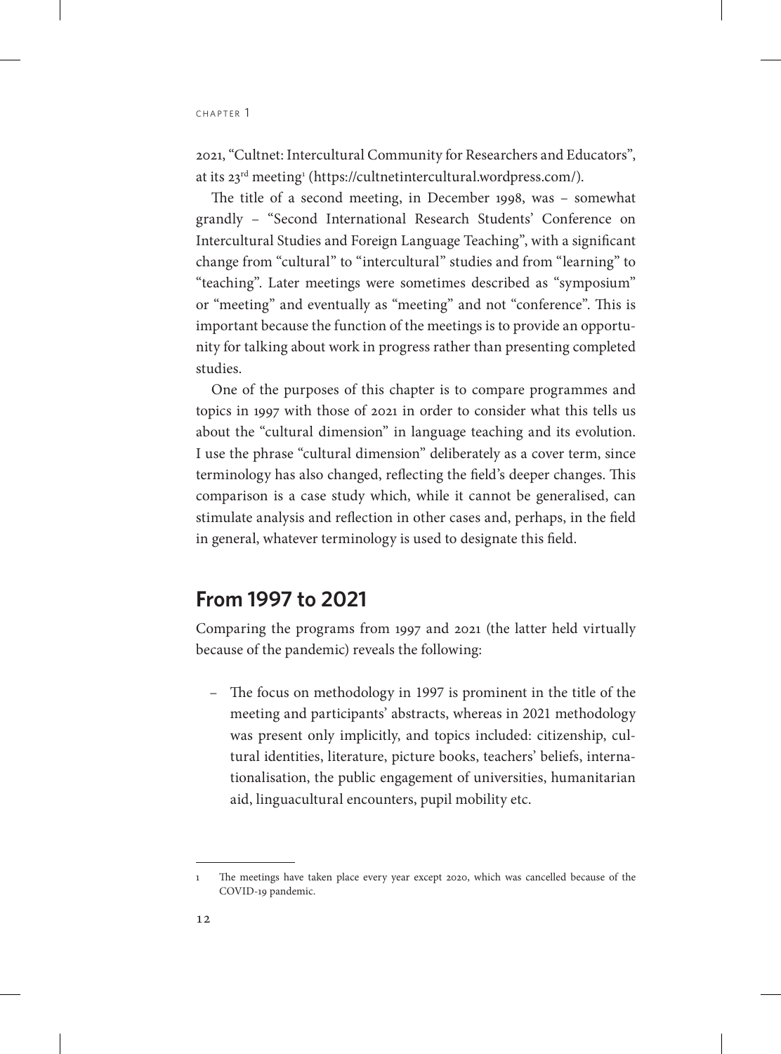2021, "Cultnet: Intercultural Community for Researchers and Educators", at its 23rd meeting[1] (https://cultnetintercultural.wordpress.com/).

The title of a second meeting, in December 1998, was – somewhat grandly – "Second International Research Students' Conference on Intercultural Studies and Foreign Language Teaching", with a significant change from "cultural" to "intercultural" studies and from "learning" to "teaching". Later meetings were sometimes described as "symposium" or "meeting" and eventually as "meeting" and not "conference". This is important because the function of the meetings is to provide an opportunity for talking about work in progress rather than presenting completed studies.

One of the purposes of this chapter is to compare programmes and topics in 1997 with those of 2021 in order to consider what this tells us about the "cultural dimension" in language teaching and its evolution. I use the phrase "cultural dimension" deliberately as a cover term, since terminology has also changed, reflecting the field's deeper changes. This comparison is a case study which, while it cannot be generalised, can stimulate analysis and reflection in other cases and, perhaps, in the field in general, whatever terminology is used to designate this field.

## From 1997 to 2021

Comparing the programs from 1997 and 2021 (the latter held virtually because of the pandemic) reveals the following:

- The focus on methodology in 1997 is prominent in the title of the meeting and participants' abstracts, whereas in 2021 methodology was present only implicitly, and topics included: citizenship, cultural identities, literature, picture books, teachers' beliefs, internationalisation, the public engagement of universities, humanitarian aid, linguacultural encounters, pupil mobility etc.

---

[1] The meetings have taken place every year except 2020, which was cancelled because of the COVID-19 pandemic.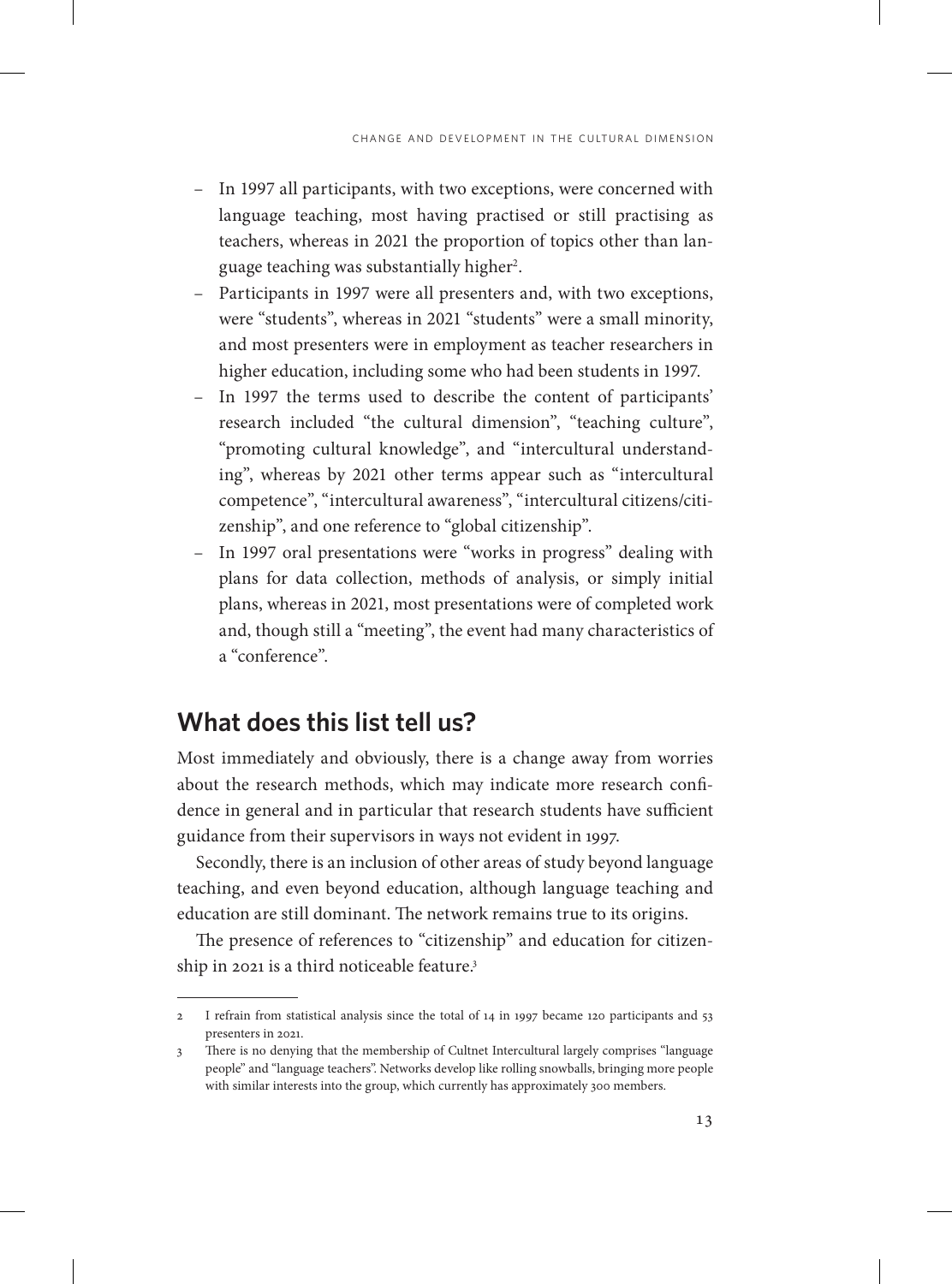- In 1997 all participants, with two exceptions, were concerned with language teaching, most having practised or still practising as teachers, whereas in 2021 the proportion of topics other than language teaching was substantially higher[2].
- Participants in 1997 were all presenters and, with two exceptions, were "students", whereas in 2021 "students" were a small minority, and most presenters were in employment as teacher researchers in higher education, including some who had been students in 1997.
- In 1997 the terms used to describe the content of participants' research included "the cultural dimension", "teaching culture", "promoting cultural knowledge", and "intercultural understanding", whereas by 2021 other terms appear such as "intercultural competence", "intercultural awareness", "intercultural citizens/citizenship", and one reference to "global citizenship".
- In 1997 oral presentations were "works in progress" dealing with plans for data collection, methods of analysis, or simply initial plans, whereas in 2021, most presentations were of completed work and, though still a "meeting", the event had many characteristics of a "conference".

## What does this list tell us?

Most immediately and obviously, there is a change away from worries about the research methods, which may indicate more research confidence in general and in particular that research students have sufficient guidance from their supervisors in ways not evident in 1997.

Secondly, there is an inclusion of other areas of study beyond language teaching, and even beyond education, although language teaching and education are still dominant. The network remains true to its origins.

The presence of references to "citizenship" and education for citizenship in 2021 is a third noticeable feature.[3]

---

2 I refrain from statistical analysis since the total of 14 in 1997 became 120 participants and 53 presenters in 2021.

3 There is no denying that the membership of Cultnet Intercultural largely comprises "language people" and "language teachers". Networks develop like rolling snowballs, bringing more people with similar interests into the group, which currently has approximately 300 members.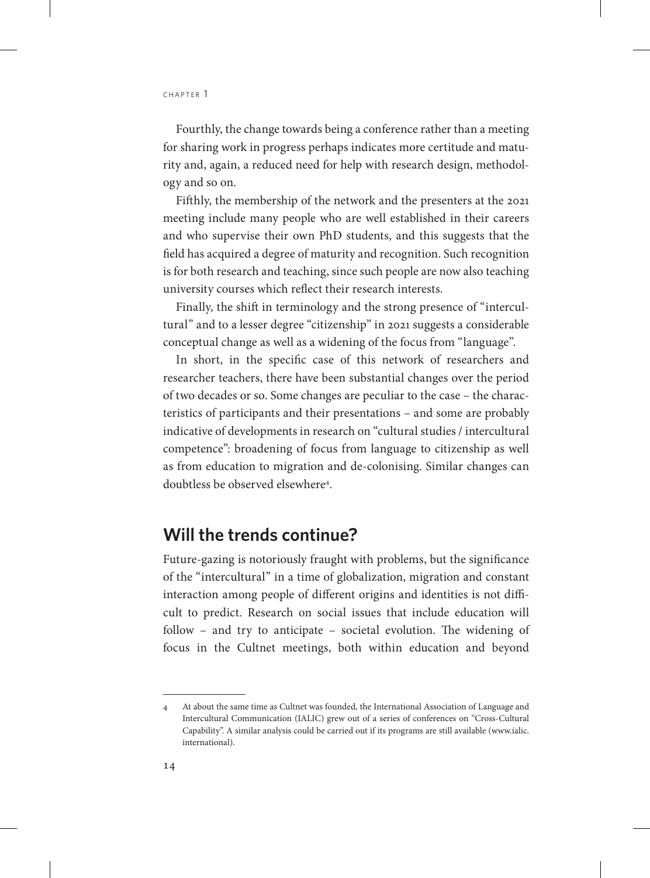Fourthly, the change towards being a conference rather than a meeting for sharing work in progress perhaps indicates more certitude and maturity and, again, a reduced need for help with research design, methodology and so on.

Fifthly, the membership of the network and the presenters at the 2021 meeting include many people who are well established in their careers and who supervise their own PhD students, and this suggests that the field has acquired a degree of maturity and recognition. Such recognition is for both research and teaching, since such people are now also teaching university courses which reflect their research interests.

Finally, the shift in terminology and the strong presence of "intercultural" and to a lesser degree "citizenship" in 2021 suggests a considerable conceptual change as well as a widening of the focus from "language".

In short, in the specific case of this network of researchers and researcher teachers, there have been substantial changes over the period of two decades or so. Some changes are peculiar to the case – the characteristics of participants and their presentations – and some are probably indicative of developments in research on "cultural studies / intercultural competence": broadening of focus from language to citizenship as well as from education to migration and de-colonising. Similar changes can doubtless be observed elsewhere[4].

## Will the trends continue?

Future-gazing is notoriously fraught with problems, but the significance of the "intercultural" in a time of globalization, migration and constant interaction among people of different origins and identities is not difficult to predict. Research on social issues that include education will follow – and try to anticipate – societal evolution. The widening of focus in the Cultnet meetings, both within education and beyond

---

4 At about the same time as Cultnet was founded, the International Association of Language and Intercultural Communication (IALIC) grew out of a series of conferences on "Cross-Cultural Capability". A similar analysis could be carried out if its programs are still available (www.ialic.international).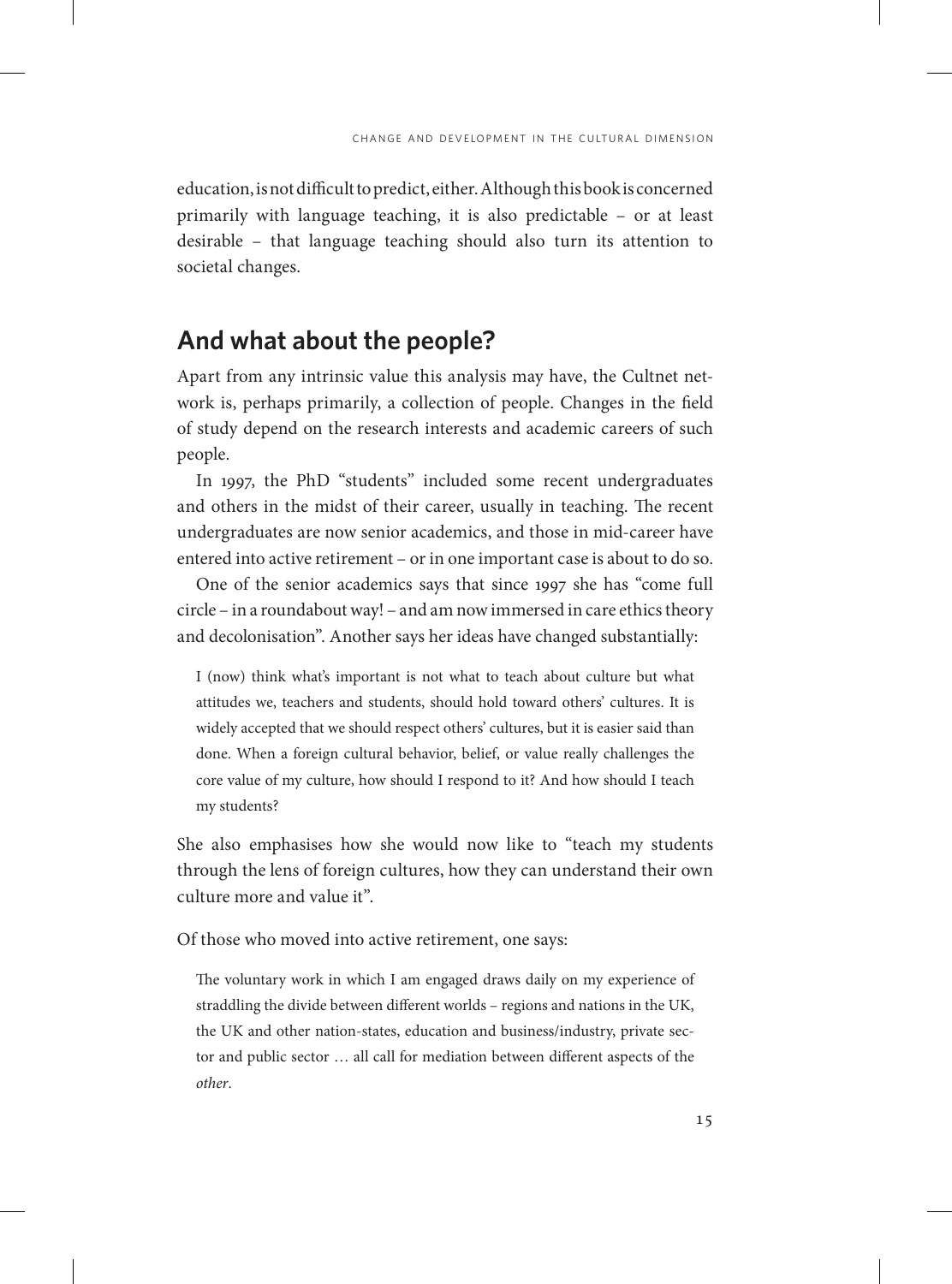education, is not difficult to predict, either. Although this book is concerned primarily with language teaching, it is also predictable – or at least desirable – that language teaching should also turn its attention to societal changes.

## And what about the people?

Apart from any intrinsic value this analysis may have, the Cultnet network is, perhaps primarily, a collection of people. Changes in the field of study depend on the research interests and academic careers of such people.

In 1997, the PhD "students" included some recent undergraduates and others in the midst of their career, usually in teaching. The recent undergraduates are now senior academics, and those in mid-career have entered into active retirement – or in one important case is about to do so.

One of the senior academics says that since 1997 she has "come full circle – in a roundabout way! – and am now immersed in care ethics theory and decolonisation". Another says her ideas have changed substantially:

> I (now) think what's important is not what to teach about culture but what attitudes we, teachers and students, should hold toward others' cultures. It is widely accepted that we should respect others' cultures, but it is easier said than done. When a foreign cultural behavior, belief, or value really challenges the core value of my culture, how should I respond to it? And how should I teach my students?

She also emphasises how she would now like to "teach my students through the lens of foreign cultures, how they can understand their own culture more and value it".

Of those who moved into active retirement, one says:

> The voluntary work in which I am engaged draws daily on my experience of straddling the divide between different worlds – regions and nations in the UK, the UK and other nation-states, education and business/industry, private sector and public sector … all call for mediation between different aspects of the *other*.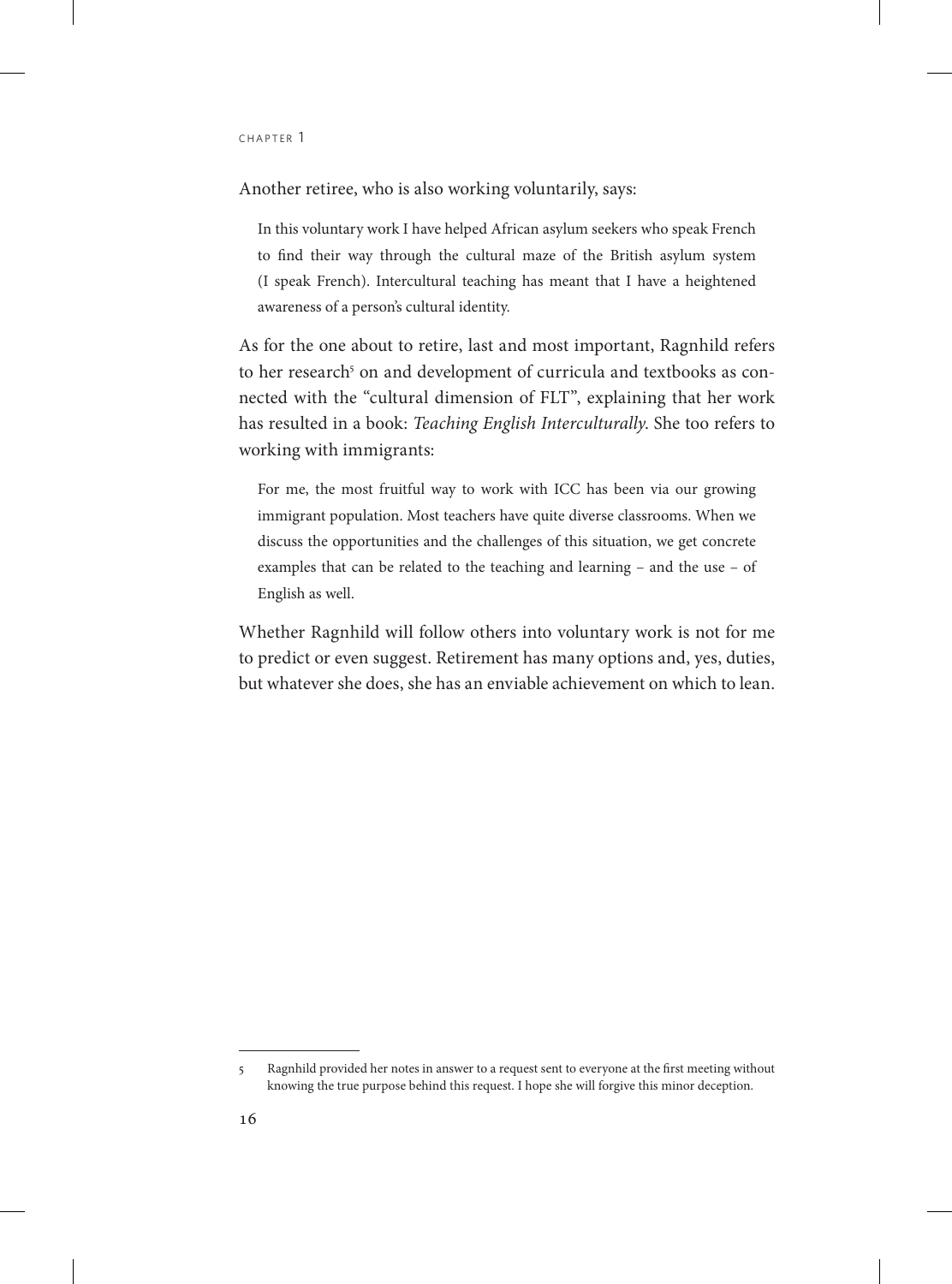Another retiree, who is also working voluntarily, says:

> In this voluntary work I have helped African asylum seekers who speak French to find their way through the cultural maze of the British asylum system (I speak French). Intercultural teaching has meant that I have a heightened awareness of a person's cultural identity.

As for the one about to retire, last and most important, Ragnhild refers to her research[5] on and development of curricula and textbooks as connected with the "cultural dimension of FLT", explaining that her work has resulted in a book: *Teaching English Interculturally*. She too refers to working with immigrants:

> For me, the most fruitful way to work with ICC has been via our growing immigrant population. Most teachers have quite diverse classrooms. When we discuss the opportunities and the challenges of this situation, we get concrete examples that can be related to the teaching and learning – and the use – of English as well.

Whether Ragnhild will follow others into voluntary work is not for me to predict or even suggest. Retirement has many options and, yes, duties, but whatever she does, she has an enviable achievement on which to lean.

---

5 Ragnhild provided her notes in answer to a request sent to everyone at the first meeting without knowing the true purpose behind this request. I hope she will forgive this minor deception.